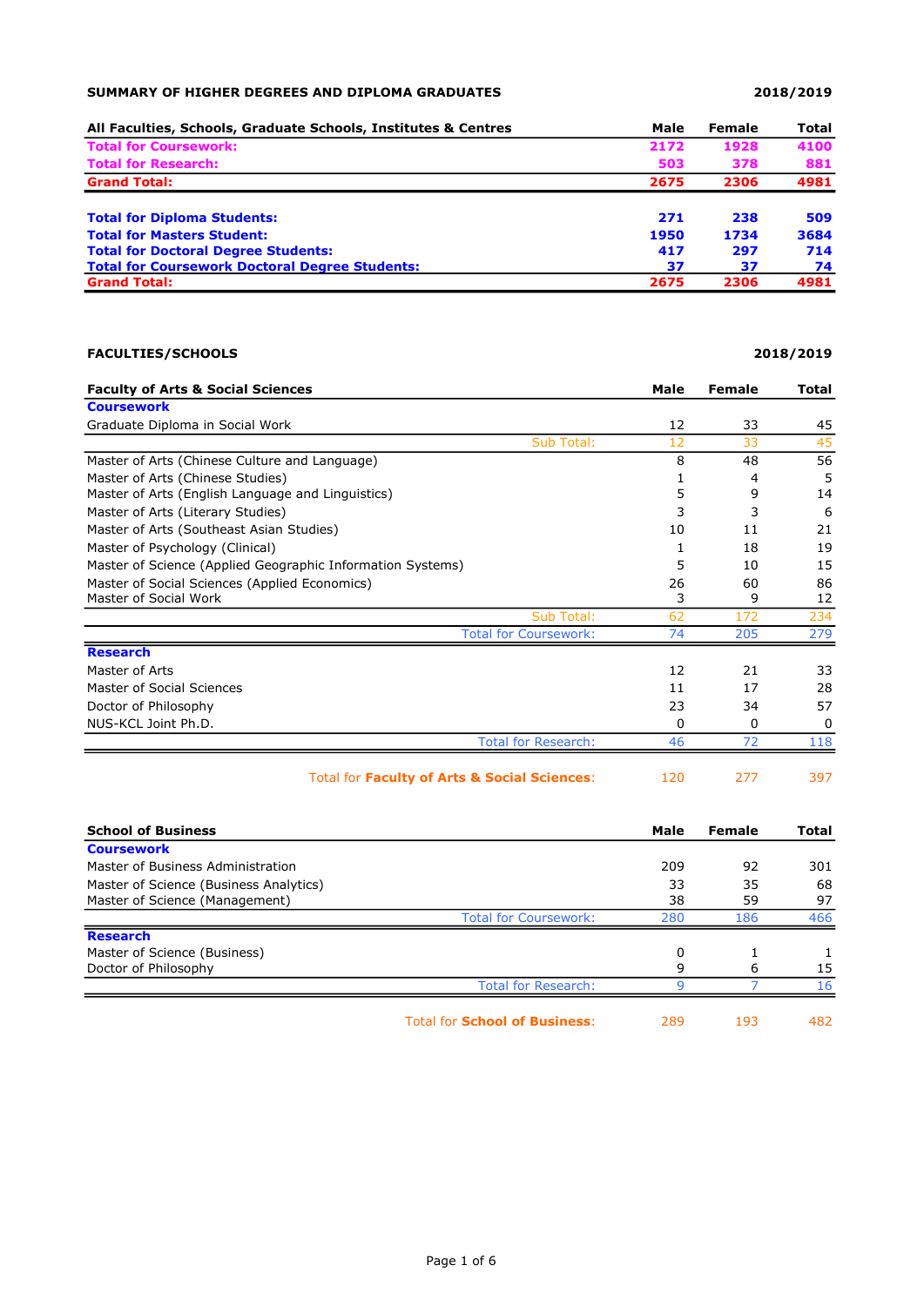## SUMMARY OF HIGHER DEGREES AND DIPLOMA GRADUATES

**2018/2019**

| All Faculties, Schools, Graduate Schools, Institutes & Centres | Male | Female | Total |
|---|---|---|---|
| **Total for Coursework:** | **2172** | **1928** | **4100** |
| **Total for Research:** | **503** | **378** | **881** |
| **Grand Total:** | **2675** | **2306** | **4981** |

| | Male | Female | Total |
|---|---|---|---|
| **Total for Diploma Students:** | **271** | **238** | **509** |
| **Total for Masters Student:** | **1950** | **1734** | **3684** |
| **Total for Doctoral Degree Students:** | **417** | **297** | **714** |
| **Total for Coursework Doctoral Degree Students:** | **37** | **37** | **74** |
| **Grand Total:** | **2675** | **2306** | **4981** |

## FACULTIES/SCHOOLS

**2018/2019**

| Faculty of Arts & Social Sciences | Male | Female | Total |
|---|---|---|---|
| **Coursework** | | | |
| Graduate Diploma in Social Work | 12 | 33 | 45 |
| Sub Total: | 12 | 33 | 45 |
| Master of Arts (Chinese Culture and Language) | 8 | 48 | 56 |
| Master of Arts (Chinese Studies) | 1 | 4 | 5 |
| Master of Arts (English Language and Linguistics) | 5 | 9 | 14 |
| Master of Arts (Literary Studies) | 3 | 3 | 6 |
| Master of Arts (Southeast Asian Studies) | 10 | 11 | 21 |
| Master of Psychology (Clinical) | 1 | 18 | 19 |
| Master of Science (Applied Geographic Information Systems) | 5 | 10 | 15 |
| Master of Social Sciences (Applied Economics) | 26 | 60 | 86 |
| Master of Social Work | 3 | 9 | 12 |
| Sub Total: | 62 | 172 | 234 |
| Total for Coursework: | 74 | 205 | 279 |
| **Research** | | | |
| Master of Arts | 12 | 21 | 33 |
| Master of Social Sciences | 11 | 17 | 28 |
| Doctor of Philosophy | 23 | 34 | 57 |
| NUS-KCL Joint Ph.D. | 0 | 0 | 0 |
| Total for Research: | 46 | 72 | 118 |
| Total for **Faculty of Arts & Social Sciences**: | 120 | 277 | 397 |

| School of Business | Male | Female | Total |
|---|---|---|---|
| **Coursework** | | | |
| Master of Business Administration | 209 | 92 | 301 |
| Master of Science (Business Analytics) | 33 | 35 | 68 |
| Master of Science (Management) | 38 | 59 | 97 |
| Total for Coursework: | 280 | 186 | 466 |
| **Research** | | | |
| Master of Science (Business) | 0 | 1 | 1 |
| Doctor of Philosophy | 9 | 6 | 15 |
| Total for Research: | 9 | 7 | 16 |
| Total for **School of Business**: | 289 | 193 | 482 |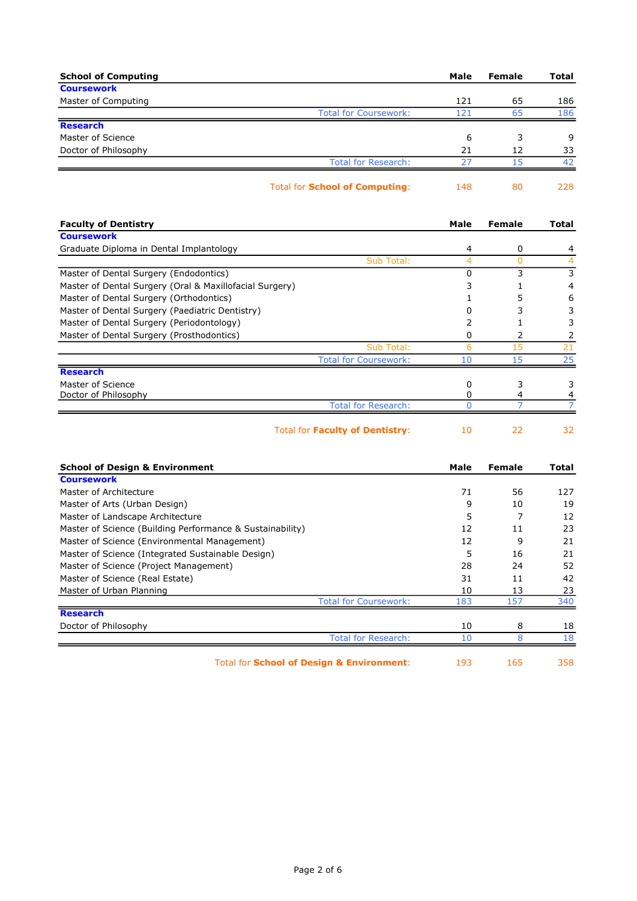| School of Computing | Male | Female | Total |
|---|---|---|---|
| **Coursework** | | | |
| Master of Computing | 121 | 65 | 186 |
| Total for Coursework: | 121 | 65 | 186 |
| **Research** | | | |
| Master of Science | 6 | 3 | 9 |
| Doctor of Philosophy | 21 | 12 | 33 |
| Total for Research: | 27 | 15 | 42 |
| Total for **School of Computing**: | 148 | 80 | 228 |

| Faculty of Dentistry | Male | Female | Total |
|---|---|---|---|
| **Coursework** | | | |
| Graduate Diploma in Dental Implantology | 4 | 0 | 4 |
| Sub Total: | 4 | 0 | 4 |
| Master of Dental Surgery (Endodontics) | 0 | 3 | 3 |
| Master of Dental Surgery (Oral & Maxillofacial Surgery) | 3 | 1 | 4 |
| Master of Dental Surgery (Orthodontics) | 1 | 5 | 6 |
| Master of Dental Surgery (Paediatric Dentistry) | 0 | 3 | 3 |
| Master of Dental Surgery (Periodontology) | 2 | 1 | 3 |
| Master of Dental Surgery (Prosthodontics) | 0 | 2 | 2 |
| Sub Total: | 6 | 15 | 21 |
| Total for Coursework: | 10 | 15 | 25 |
| **Research** | | | |
| Master of Science | 0 | 3 | 3 |
| Doctor of Philosophy | 0 | 4 | 4 |
| Total for Research: | 0 | 7 | 7 |
| Total for **Faculty of Dentistry**: | 10 | 22 | 32 |

| School of Design & Environment | Male | Female | Total |
|---|---|---|---|
| **Coursework** | | | |
| Master of Architecture | 71 | 56 | 127 |
| Master of Arts (Urban Design) | 9 | 10 | 19 |
| Master of Landscape Architecture | 5 | 7 | 12 |
| Master of Science (Building Performance & Sustainability) | 12 | 11 | 23 |
| Master of Science (Environmental Management) | 12 | 9 | 21 |
| Master of Science (Integrated Sustainable Design) | 5 | 16 | 21 |
| Master of Science (Project Management) | 28 | 24 | 52 |
| Master of Science (Real Estate) | 31 | 11 | 42 |
| Master of Urban Planning | 10 | 13 | 23 |
| Total for Coursework: | 183 | 157 | 340 |
| **Research** | | | |
| Doctor of Philosophy | 10 | 8 | 18 |
| Total for Research: | 10 | 8 | 18 |
| Total for **School of Design & Environment**: | 193 | 165 | 358 |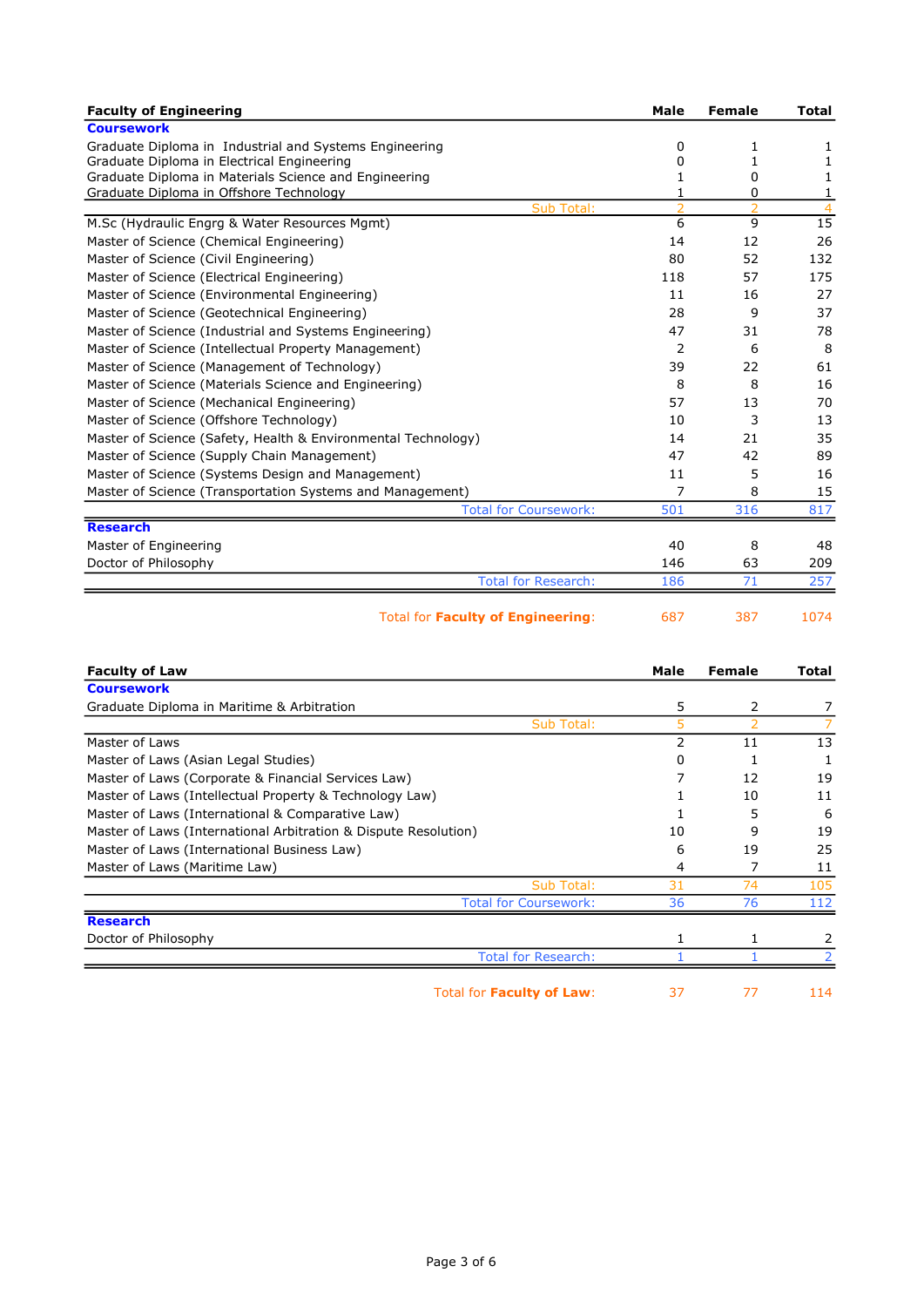| Faculty of Engineering | Male | Female | Total |
|---|---|---|---|
| **Coursework** | | | |
| Graduate Diploma in Industrial and Systems Engineering | 0 | 1 | 1 |
| Graduate Diploma in Electrical Engineering | 0 | 1 | 1 |
| Graduate Diploma in Materials Science and Engineering | 1 | 0 | 1 |
| Graduate Diploma in Offshore Technology | 1 | 0 | 1 |
| Sub Total: | 2 | 2 | 4 |
| M.Sc (Hydraulic Engrg & Water Resources Mgmt) | 6 | 9 | 15 |
| Master of Science (Chemical Engineering) | 14 | 12 | 26 |
| Master of Science (Civil Engineering) | 80 | 52 | 132 |
| Master of Science (Electrical Engineering) | 118 | 57 | 175 |
| Master of Science (Environmental Engineering) | 11 | 16 | 27 |
| Master of Science (Geotechnical Engineering) | 28 | 9 | 37 |
| Master of Science (Industrial and Systems Engineering) | 47 | 31 | 78 |
| Master of Science (Intellectual Property Management) | 2 | 6 | 8 |
| Master of Science (Management of Technology) | 39 | 22 | 61 |
| Master of Science (Materials Science and Engineering) | 8 | 8 | 16 |
| Master of Science (Mechanical Engineering) | 57 | 13 | 70 |
| Master of Science (Offshore Technology) | 10 | 3 | 13 |
| Master of Science (Safety, Health & Environmental Technology) | 14 | 21 | 35 |
| Master of Science (Supply Chain Management) | 47 | 42 | 89 |
| Master of Science (Systems Design and Management) | 11 | 5 | 16 |
| Master of Science (Transportation Systems and Management) | 7 | 8 | 15 |
| Total for Coursework: | 501 | 316 | 817 |
| **Research** | | | |
| Master of Engineering | 40 | 8 | 48 |
| Doctor of Philosophy | 146 | 63 | 209 |
| Total for Research: | 186 | 71 | 257 |
| Total for **Faculty of Engineering**: | 687 | 387 | 1074 |

| Faculty of Law | Male | Female | Total |
|---|---|---|---|
| **Coursework** | | | |
| Graduate Diploma in Maritime & Arbitration | 5 | 2 | 7 |
| Sub Total: | 5 | 2 | 7 |
| Master of Laws | 2 | 11 | 13 |
| Master of Laws (Asian Legal Studies) | 0 | 1 | 1 |
| Master of Laws (Corporate & Financial Services Law) | 7 | 12 | 19 |
| Master of Laws (Intellectual Property & Technology Law) | 1 | 10 | 11 |
| Master of Laws (International & Comparative Law) | 1 | 5 | 6 |
| Master of Laws (International Arbitration & Dispute Resolution) | 10 | 9 | 19 |
| Master of Laws (International Business Law) | 6 | 19 | 25 |
| Master of Laws (Maritime Law) | 4 | 7 | 11 |
| Sub Total: | 31 | 74 | 105 |
| Total for Coursework: | 36 | 76 | 112 |
| **Research** | | | |
| Doctor of Philosophy | 1 | 1 | 2 |
| Total for Research: | 1 | 1 | 2 |
| Total for **Faculty of Law**: | 37 | 77 | 114 |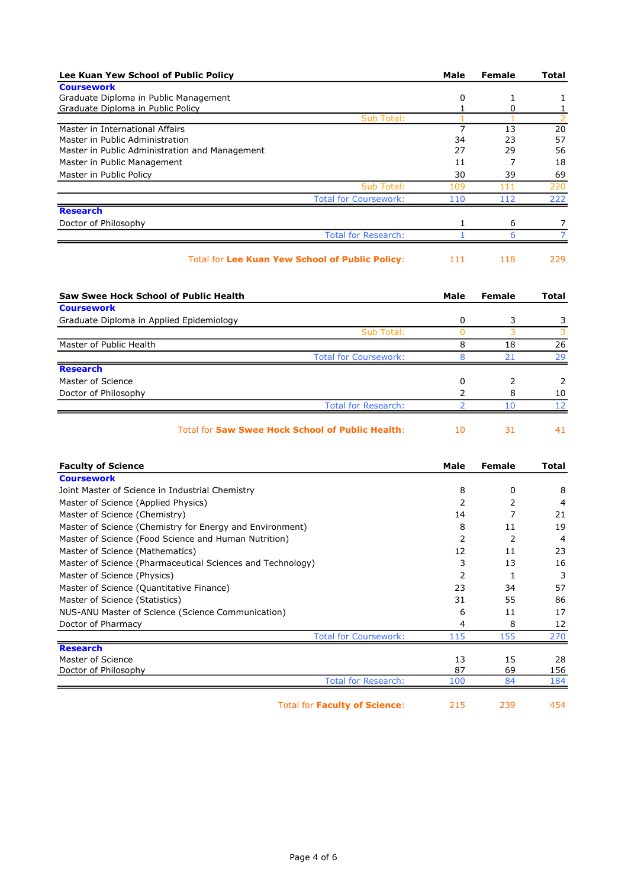| Lee Kuan Yew School of Public Policy | Male | Female | Total |
|---|---|---|---|
| **Coursework** | | | |
| Graduate Diploma in Public Management | 0 | 1 | 1 |
| Graduate Diploma in Public Policy | 1 | 0 | 1 |
| Sub Total: | 1 | 1 | 2 |
| Master in International Affairs | 7 | 13 | 20 |
| Master in Public Administration | 34 | 23 | 57 |
| Master in Public Administration and Management | 27 | 29 | 56 |
| Master in Public Management | 11 | 7 | 18 |
| Master in Public Policy | 30 | 39 | 69 |
| Sub Total: | 109 | 111 | 220 |
| Total for Coursework: | 110 | 112 | 222 |
| **Research** | | | |
| Doctor of Philosophy | 1 | 6 | 7 |
| Total for Research: | 1 | 6 | 7 |
| Total for **Lee Kuan Yew School of Public Policy**: | 111 | 118 | 229 |

| Saw Swee Hock School of Public Health | Male | Female | Total |
|---|---|---|---|
| **Coursework** | | | |
| Graduate Diploma in Applied Epidemiology | 0 | 3 | 3 |
| Sub Total: | 0 | 3 | 3 |
| Master of Public Health | 8 | 18 | 26 |
| Total for Coursework: | 8 | 21 | 29 |
| **Research** | | | |
| Master of Science | 0 | 2 | 2 |
| Doctor of Philosophy | 2 | 8 | 10 |
| Total for Research: | 2 | 10 | 12 |
| Total for **Saw Swee Hock School of Public Health**: | 10 | 31 | 41 |

| Faculty of Science | Male | Female | Total |
|---|---|---|---|
| **Coursework** | | | |
| Joint Master of Science in Industrial Chemistry | 8 | 0 | 8 |
| Master of Science (Applied Physics) | 2 | 2 | 4 |
| Master of Science (Chemistry) | 14 | 7 | 21 |
| Master of Science (Chemistry for Energy and Environment) | 8 | 11 | 19 |
| Master of Science (Food Science and Human Nutrition) | 2 | 2 | 4 |
| Master of Science (Mathematics) | 12 | 11 | 23 |
| Master of Science (Pharmaceutical Sciences and Technology) | 3 | 13 | 16 |
| Master of Science (Physics) | 2 | 1 | 3 |
| Master of Science (Quantitative Finance) | 23 | 34 | 57 |
| Master of Science (Statistics) | 31 | 55 | 86 |
| NUS-ANU Master of Science (Science Communication) | 6 | 11 | 17 |
| Doctor of Pharmacy | 4 | 8 | 12 |
| Total for Coursework: | 115 | 155 | 270 |
| **Research** | | | |
| Master of Science | 13 | 15 | 28 |
| Doctor of Philosophy | 87 | 69 | 156 |
| Total for Research: | 100 | 84 | 184 |
| Total for **Faculty of Science**: | 215 | 239 | 454 |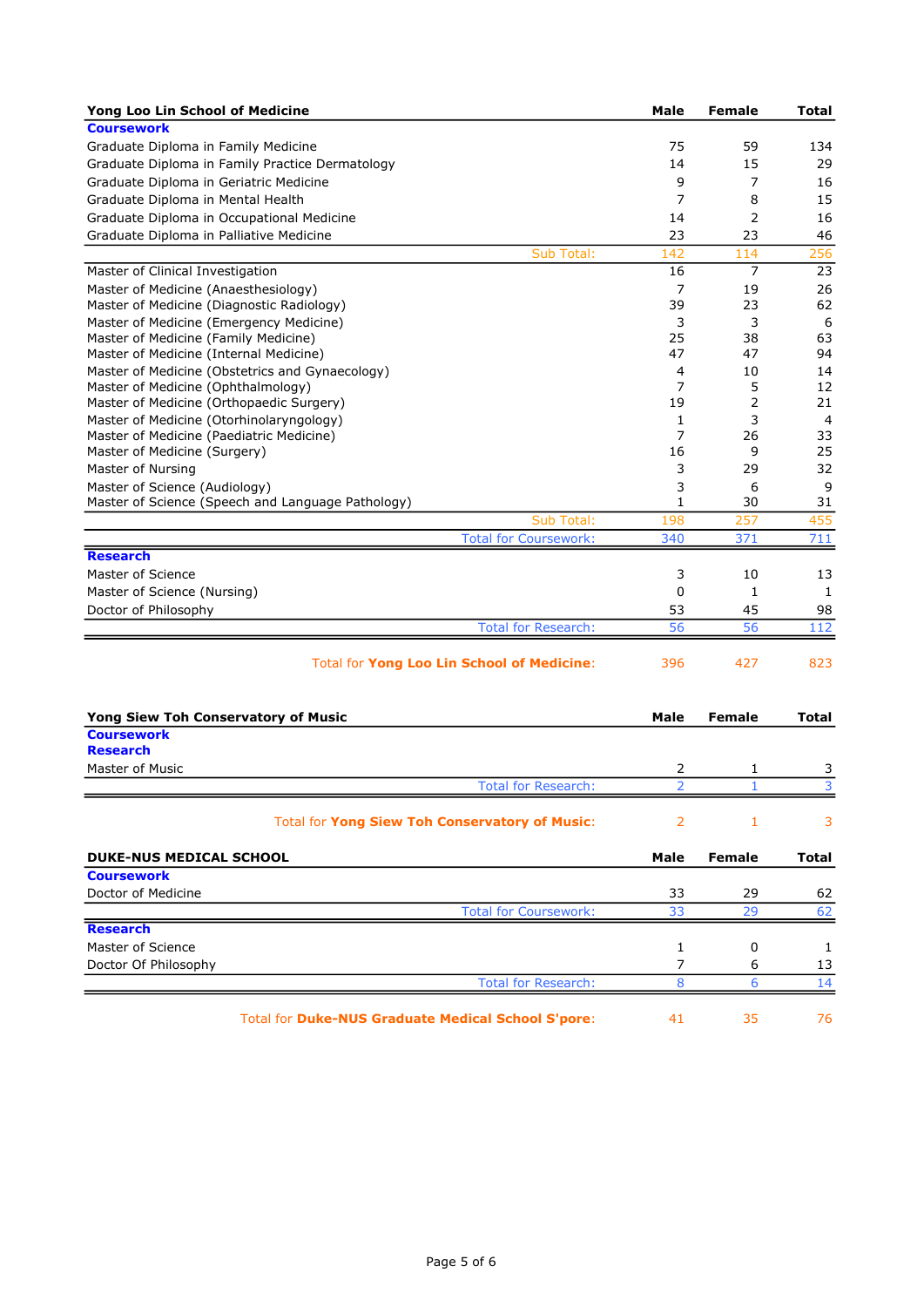| Yong Loo Lin School of Medicine | Male | Female | Total |
|---|---|---|---|
| **Coursework** | | | |
| Graduate Diploma in Family Medicine | 75 | 59 | 134 |
| Graduate Diploma in Family Practice Dermatology | 14 | 15 | 29 |
| Graduate Diploma in Geriatric Medicine | 9 | 7 | 16 |
| Graduate Diploma in Mental Health | 7 | 8 | 15 |
| Graduate Diploma in Occupational Medicine | 14 | 2 | 16 |
| Graduate Diploma in Palliative Medicine | 23 | 23 | 46 |
| Sub Total: | 142 | 114 | 256 |
| Master of Clinical Investigation | 16 | 7 | 23 |
| Master of Medicine (Anaesthesiology) | 7 | 19 | 26 |
| Master of Medicine (Diagnostic Radiology) | 39 | 23 | 62 |
| Master of Medicine (Emergency Medicine) | 3 | 3 | 6 |
| Master of Medicine (Family Medicine) | 25 | 38 | 63 |
| Master of Medicine (Internal Medicine) | 47 | 47 | 94 |
| Master of Medicine (Obstetrics and Gynaecology) | 4 | 10 | 14 |
| Master of Medicine (Ophthalmology) | 7 | 5 | 12 |
| Master of Medicine (Orthopaedic Surgery) | 19 | 2 | 21 |
| Master of Medicine (Otorhinolaryngology) | 1 | 3 | 4 |
| Master of Medicine (Paediatric Medicine) | 7 | 26 | 33 |
| Master of Medicine (Surgery) | 16 | 9 | 25 |
| Master of Nursing | 3 | 29 | 32 |
| Master of Science (Audiology) | 3 | 6 | 9 |
| Master of Science (Speech and Language Pathology) | 1 | 30 | 31 |
| Sub Total: | 198 | 257 | 455 |
| Total for Coursework: | 340 | 371 | 711 |
| **Research** | | | |
| Master of Science | 3 | 10 | 13 |
| Master of Science (Nursing) | 0 | 1 | 1 |
| Doctor of Philosophy | 53 | 45 | 98 |
| Total for Research: | 56 | 56 | 112 |
| Total for **Yong Loo Lin School of Medicine**: | 396 | 427 | 823 |

| Yong Siew Toh Conservatory of Music | Male | Female | Total |
|---|---|---|---|
| **Coursework** | | | |
| **Research** | | | |
| Master of Music | 2 | 1 | 3 |
| Total for Research: | 2 | 1 | 3 |
| Total for **Yong Siew Toh Conservatory of Music**: | 2 | 1 | 3 |

| DUKE-NUS MEDICAL SCHOOL | Male | Female | Total |
|---|---|---|---|
| **Coursework** | | | |
| Doctor of Medicine | 33 | 29 | 62 |
| Total for Coursework: | 33 | 29 | 62 |
| **Research** | | | |
| Master of Science | 1 | 0 | 1 |
| Doctor Of Philosophy | 7 | 6 | 13 |
| Total for Research: | 8 | 6 | 14 |
| Total for **Duke-NUS Graduate Medical School S'pore**: | 41 | 35 | 76 |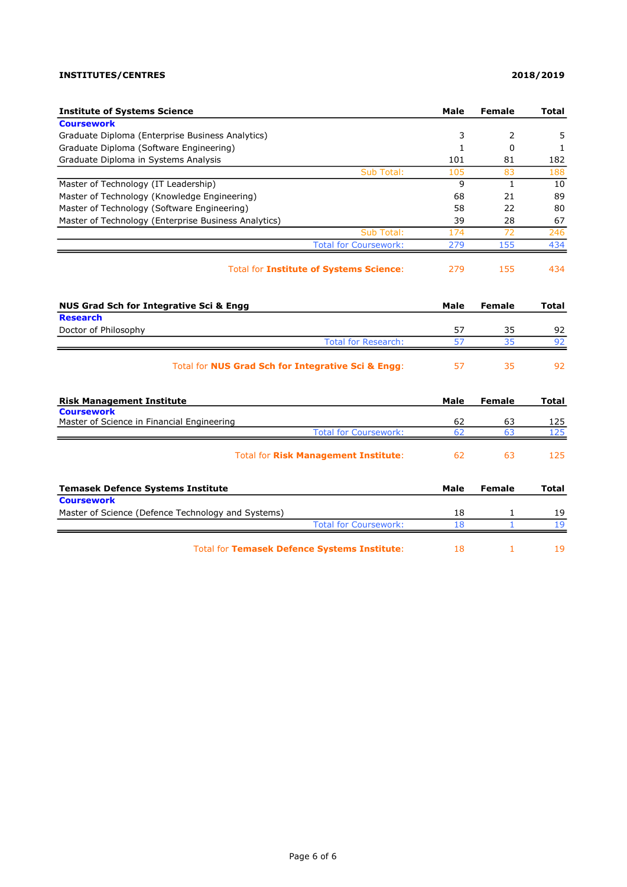**INSTITUTES/CENTRES** **2018/2019**

| Institute of Systems Science | Male | Female | Total |
|---|---|---|---|
| **Coursework** | | | |
| Graduate Diploma (Enterprise Business Analytics) | 3 | 2 | 5 |
| Graduate Diploma (Software Engineering) | 1 | 0 | 1 |
| Graduate Diploma in Systems Analysis | 101 | 81 | 182 |
| Sub Total: | 105 | 83 | 188 |
| Master of Technology (IT Leadership) | 9 | 1 | 10 |
| Master of Technology (Knowledge Engineering) | 68 | 21 | 89 |
| Master of Technology (Software Engineering) | 58 | 22 | 80 |
| Master of Technology (Enterprise Business Analytics) | 39 | 28 | 67 |
| Sub Total: | 174 | 72 | 246 |
| Total for Coursework: | 279 | 155 | 434 |
| Total for **Institute of Systems Science**: | 279 | 155 | 434 |

| NUS Grad Sch for Integrative Sci & Engg | Male | Female | Total |
|---|---|---|---|
| **Research** | | | |
| Doctor of Philosophy | 57 | 35 | 92 |
| Total for Research: | 57 | 35 | 92 |
| Total for **NUS Grad Sch for Integrative Sci & Engg**: | 57 | 35 | 92 |

| Risk Management Institute | Male | Female | Total |
|---|---|---|---|
| **Coursework** | | | |
| Master of Science in Financial Engineering | 62 | 63 | 125 |
| Total for Coursework: | 62 | 63 | 125 |
| Total for **Risk Management Institute**: | 62 | 63 | 125 |

| Temasek Defence Systems Institute | Male | Female | Total |
|---|---|---|---|
| **Coursework** | | | |
| Master of Science (Defence Technology and Systems) | 18 | 1 | 19 |
| Total for Coursework: | 18 | 1 | 19 |
| Total for **Temasek Defence Systems Institute**: | 18 | 1 | 19 |